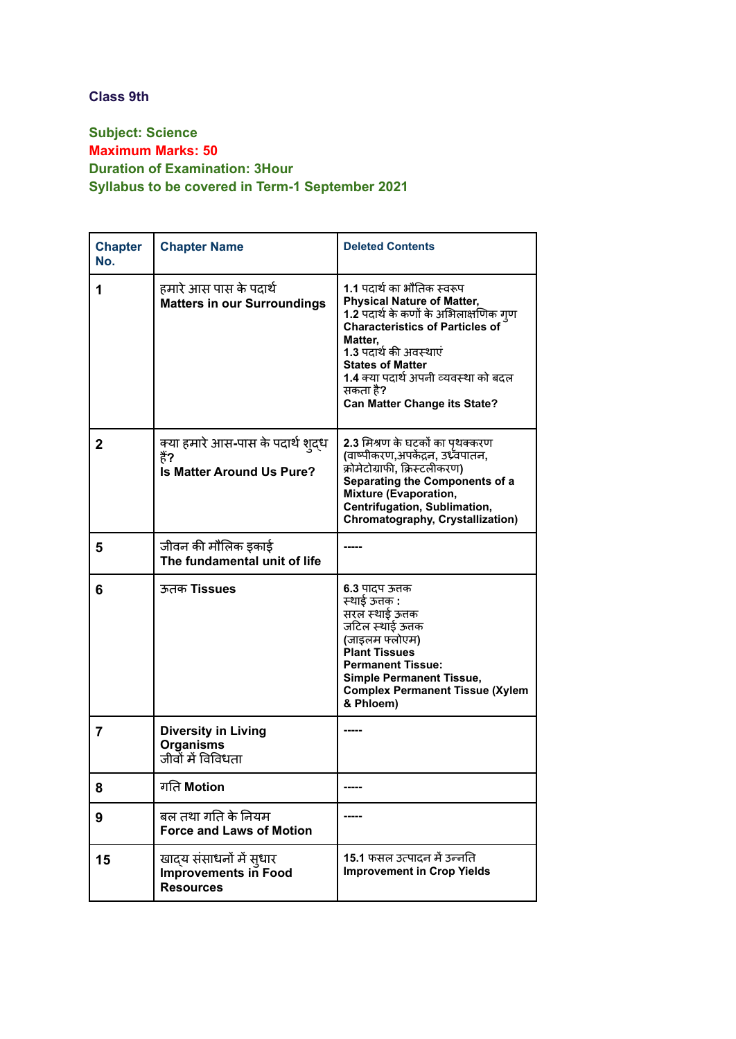**Class 9th**

**Subject: Science**
**Maximum Marks: 50**
**Duration of Examination: 3Hour**
**Syllabus to be covered in Term-1 September 2021**

| Chapter No. | Chapter Name | Deleted Contents |
|---|---|---|
| 1 | हमारे आस पास के पदार्थ<br>**Matters in our Surroundings** | **1.1** पदार्थ का भौतिक स्वरूप<br>**Physical Nature of Matter,**<br>**1.2** पदार्थ के कणों के अभिलाक्षणिक गुण<br>**Characteristics of Particles of Matter,**<br>**1.3** पदार्थ की अवस्थाएं<br>**States of Matter**<br>**1.4** क्या पदार्थ अपनी व्यवस्था को बदल सकता है**?**<br>**Can Matter Change its State?** |
| 2 | क्या हमारे आस-पास के पदार्थ शुद्ध हैं**?**<br>**Is Matter Around Us Pure?** | **2.3** मिश्रण के घटकों का पृथक्करण (वाष्पीकरण,अपकेंद्रन, उर्ध्वपातन, क्रोमेटोग्राफी, क्रिस्टलीकरण)<br>**Separating the Components of a Mixture (Evaporation, Centrifugation, Sublimation, Chromatography, Crystallization)** |
| 5 | जीवन की मौलिक इकाई<br>**The fundamental unit of life** | ----- |
| 6 | ऊतक **Tissues** | **6.3** पादप ऊतक<br>स्थाई ऊतक :<br>सरल स्थाई ऊतक<br>जटिल स्थाई ऊतक<br>(जाइलम फ्लोएम)<br>**Plant Tissues**<br>**Permanent Tissue:**<br>**Simple Permanent Tissue,**<br>**Complex Permanent Tissue (Xylem & Phloem)** |
| 7 | **Diversity in Living Organisms**<br>जीवों में विविधता | ----- |
| 8 | गति **Motion** | ----- |
| 9 | बल तथा गति के नियम<br>**Force and Laws of Motion** | ----- |
| 15 | खाद्य संसाधनों में सुधार<br>**Improvements in Food Resources** | **15.1** फसल उत्पादन में उन्नति<br>**Improvement in Crop Yields** |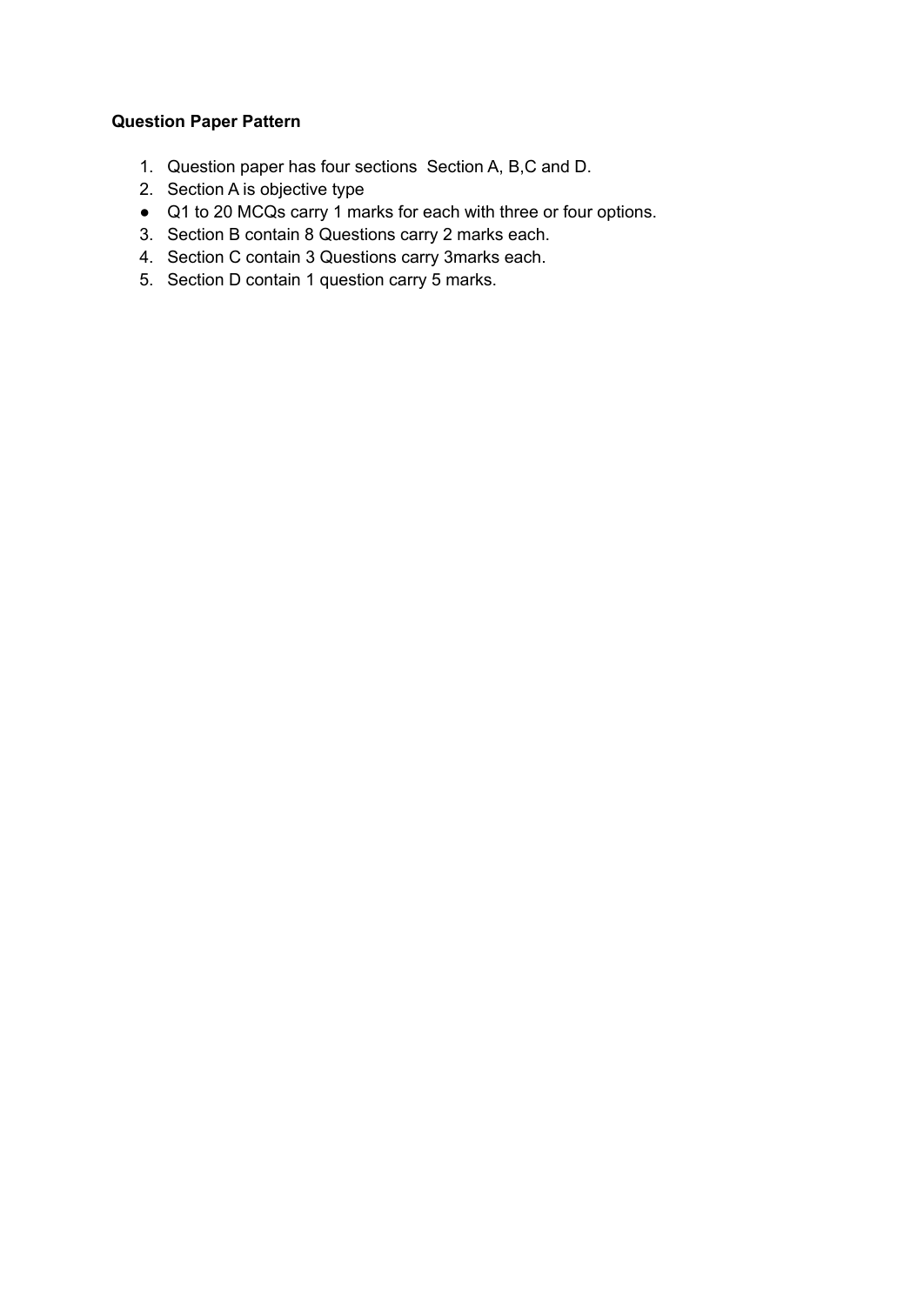**Question Paper Pattern**

1. Question paper has four sections  Section A, B,C and D.
2. Section A is objective type
- Q1 to 20 MCQs carry 1 marks for each with three or four options.
3. Section B contain 8 Questions carry 2 marks each.
4. Section C contain 3 Questions carry 3marks each.
5. Section D contain 1 question carry 5 marks.